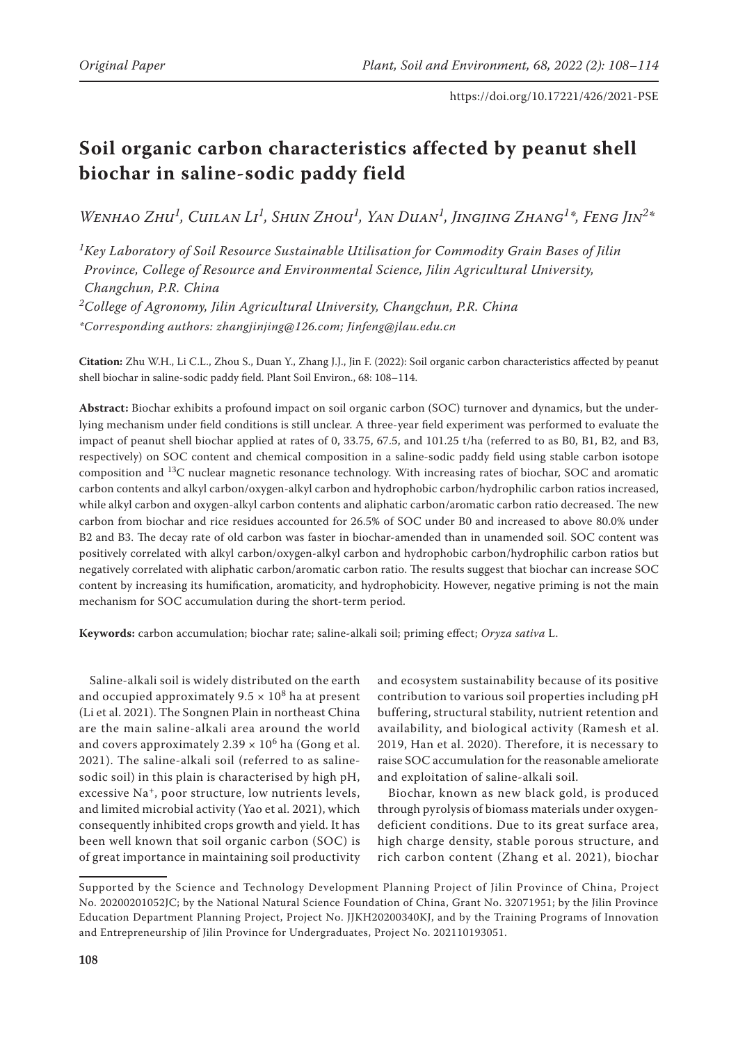Original Paper

https://doi.org/10.17221/426/2021-PSE

# Soil organic carbon characteristics affected by peanut shell biochar in saline-sodic paddy field

*Wenhao Zhu[1], Cuilan Li[1], Shun Zhou[1], Yan Duan[1], Jingjing Zhang[1]\*, Feng Jin[2]\**

[1]*Key Laboratory of Soil Resource Sustainable Utilisation for Commodity Grain Bases of Jilin Province, College of Resource and Environmental Science, Jilin Agricultural University, Changchun, P.R. China*

[2]*College of Agronomy, Jilin Agricultural University, Changchun, P.R. China*

*\*Corresponding authors: zhangjinjing@126.com; Jinfeng@jlau.edu.cn*

**Citation:** Zhu W.H., Li C.L., Zhou S., Duan Y., Zhang J.J., Jin F. (2022): Soil organic carbon characteristics affected by peanut shell biochar in saline-sodic paddy field. Plant Soil Environ., 68: 108–114.

**Abstract:** Biochar exhibits a profound impact on soil organic carbon (SOC) turnover and dynamics, but the underlying mechanism under field conditions is still unclear. A three-year field experiment was performed to evaluate the impact of peanut shell biochar applied at rates of 0, 33.75, 67.5, and 101.25 t/ha (referred to as B0, B1, B2, and B3, respectively) on SOC content and chemical composition in a saline-sodic paddy field using stable carbon isotope composition and $^{13}C$ nuclear magnetic resonance technology. With increasing rates of biochar, SOC and aromatic carbon contents and alkyl carbon/oxygen-alkyl carbon and hydrophobic carbon/hydrophilic carbon ratios increased, while alkyl carbon and oxygen-alkyl carbon contents and aliphatic carbon/aromatic carbon ratio decreased. The new carbon from biochar and rice residues accounted for 26.5% of SOC under B0 and increased to above 80.0% under B2 and B3. The decay rate of old carbon was faster in biochar-amended than in unamended soil. SOC content was positively correlated with alkyl carbon/oxygen-alkyl carbon and hydrophobic carbon/hydrophilic carbon ratios but negatively correlated with aliphatic carbon/aromatic carbon ratio. The results suggest that biochar can increase SOC content by increasing its humification, aromaticity, and hydrophobicity. However, negative priming is not the main mechanism for SOC accumulation during the short-term period.

**Keywords:** carbon accumulation; biochar rate; saline-alkali soil; priming effect; *Oryza sativa* L.

Saline-alkali soil is widely distributed on the earth and occupied approximately $9.5 \times 10^8$ ha at present (Li et al. 2021). The Songnen Plain in northeast China are the main saline-alkali area around the world and covers approximately $2.39 \times 10^6$ ha (Gong et al. 2021). The saline-alkali soil (referred to as saline-sodic soil) in this plain is characterised by high pH, excessive $Na^+$, poor structure, low nutrients levels, and limited microbial activity (Yao et al. 2021), which consequently inhibited crops growth and yield. It has been well known that soil organic carbon (SOC) is of great importance in maintaining soil productivity and ecosystem sustainability because of its positive contribution to various soil properties including pH buffering, structural stability, nutrient retention and availability, and biological activity (Ramesh et al. 2019, Han et al. 2020). Therefore, it is necessary to raise SOC accumulation for the reasonable ameliorate and exploitation of saline-alkali soil.

Biochar, known as new black gold, is produced through pyrolysis of biomass materials under oxygen-deficient conditions. Due to its great surface area, high charge density, stable porous structure, and rich carbon content (Zhang et al. 2021), biochar

Supported by the Science and Technology Development Planning Project of Jilin Province of China, Project No. 20200201052JC; by the National Natural Science Foundation of China, Grant No. 32071951; by the Jilin Province Education Department Planning Project, Project No. JJKH20200340KJ, and by the Training Programs of Innovation and Entrepreneurship of Jilin Province for Undergraduates, Project No. 202110193051.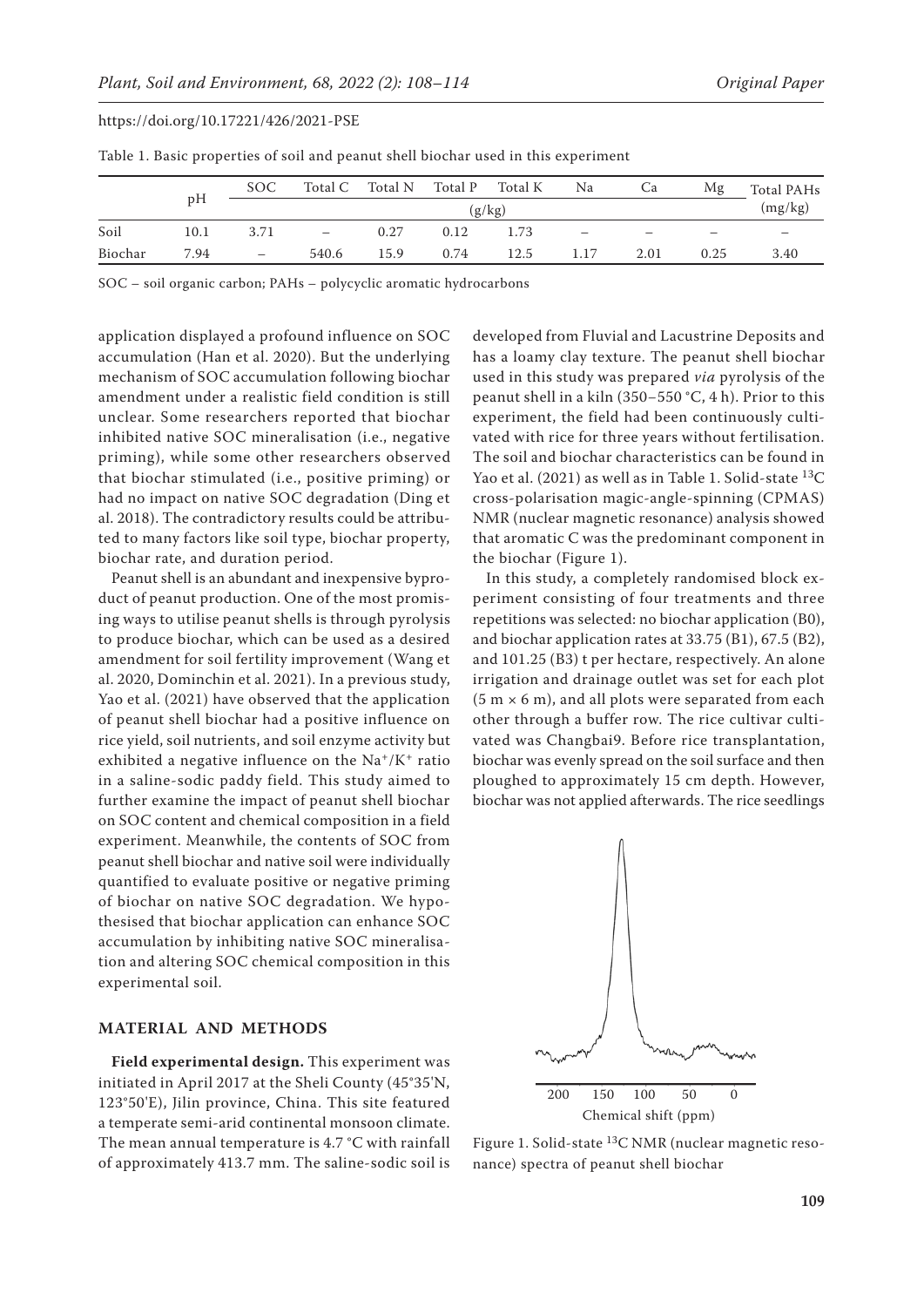Table 1. Basic properties of soil and peanut shell biochar used in this experiment

| | pH | SOC | Total C | Total N | Total P | Total K | Na | Ca | Mg | Total PAHs |
|---|---|---|---|---|---|---|---|---|---|---|
| | | (g/kg) | | | | | | | | (mg/kg) |
| Soil | 10.1 | 3.71 | – | 0.27 | 0.12 | 1.73 | – | – | – | – |
| Biochar | 7.94 | – | 540.6 | 15.9 | 0.74 | 12.5 | 1.17 | 2.01 | 0.25 | 3.40 |

SOC – soil organic carbon; PAHs – polycyclic aromatic hydrocarbons

application displayed a profound influence on SOC accumulation (Han et al. 2020). But the underlying mechanism of SOC accumulation following biochar amendment under a realistic field condition is still unclear. Some researchers reported that biochar inhibited native SOC mineralisation (i.e., negative priming), while some other researchers observed that biochar stimulated (i.e., positive priming) or had no impact on native SOC degradation (Ding et al. 2018). The contradictory results could be attributed to many factors like soil type, biochar property, biochar rate, and duration period.

Peanut shell is an abundant and inexpensive byproduct of peanut production. One of the most promising ways to utilise peanut shells is through pyrolysis to produce biochar, which can be used as a desired amendment for soil fertility improvement (Wang et al. 2020, Dominchin et al. 2021). In a previous study, Yao et al. (2021) have observed that the application of peanut shell biochar had a positive influence on rice yield, soil nutrients, and soil enzyme activity but exhibited a negative influence on the $Na^+/K^+$ ratio in a saline-sodic paddy field. This study aimed to further examine the impact of peanut shell biochar on SOC content and chemical composition in a field experiment. Meanwhile, the contents of SOC from peanut shell biochar and native soil were individually quantified to evaluate positive or negative priming of biochar on native SOC degradation. We hypothesised that biochar application can enhance SOC accumulation by inhibiting native SOC mineralisation and altering SOC chemical composition in this experimental soil.

## MATERIAL AND METHODS

**Field experimental design.** This experiment was initiated in April 2017 at the Sheli County (45°35'N, 123°50'E), Jilin province, China. This site featured a temperate semi-arid continental monsoon climate. The mean annual temperature is 4.7 °C with rainfall of approximately 413.7 mm. The saline-sodic soil is developed from Fluvial and Lacustrine Deposits and has a loamy clay texture. The peanut shell biochar used in this study was prepared *via* pyrolysis of the peanut shell in a kiln (350–550 °C, 4 h). Prior to this experiment, the field had been continuously cultivated with rice for three years without fertilisation. The soil and biochar characteristics can be found in Yao et al. (2021) as well as in Table 1. Solid-state $^{13}C$ cross-polarisation magic-angle-spinning (CPMAS) NMR (nuclear magnetic resonance) analysis showed that aromatic C was the predominant component in the biochar (Figure 1).

In this study, a completely randomised block experiment consisting of four treatments and three repetitions was selected: no biochar application (B0), and biochar application rates at 33.75 (B1), 67.5 (B2), and 101.25 (B3) t per hectare, respectively. An alone irrigation and drainage outlet was set for each plot (5 m × 6 m), and all plots were separated from each other through a buffer row. The rice cultivar cultivated was Changbai9. Before rice transplantation, biochar was evenly spread on the soil surface and then ploughed to approximately 15 cm depth. However, biochar was not applied afterwards. The rice seedlings

Figure 1. Solid-state $^{13}C$ NMR (nuclear magnetic resonance) spectra of peanut shell biochar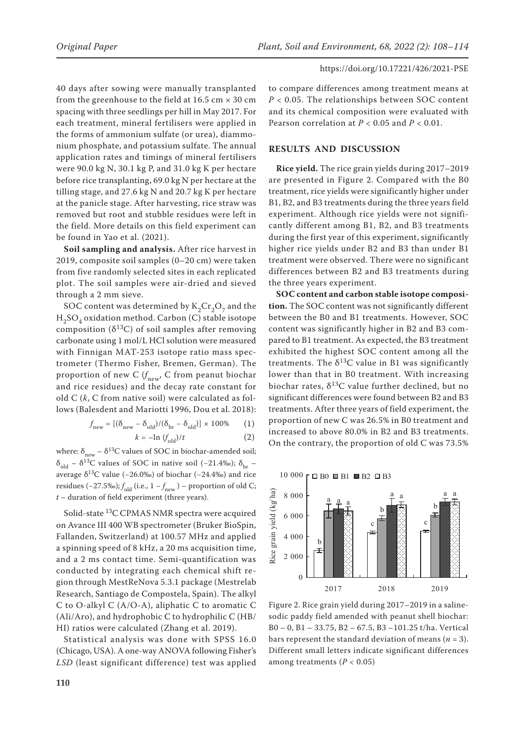40 days after sowing were manually transplanted from the greenhouse to the field at 16.5 cm × 30 cm spacing with three seedlings per hill in May 2017. For each treatment, mineral fertilisers were applied in the forms of ammonium sulfate (or urea), diammonium phosphate, and potassium sulfate. The annual application rates and timings of mineral fertilisers were 90.0 kg N, 30.1 kg P, and 31.0 kg K per hectare before rice transplanting, 69.0 kg N per hectare at the tilling stage, and 27.6 kg N and 20.7 kg K per hectare at the panicle stage. After harvesting, rice straw was removed but root and stubble residues were left in the field. More details on this field experiment can be found in Yao et al. (2021).

**Soil sampling and analysis.** After rice harvest in 2019, composite soil samples (0–20 cm) were taken from five randomly selected sites in each replicated plot. The soil samples were air-dried and sieved through a 2 mm sieve.

SOC content was determined by $K_2Cr_2O_7$ and the $H_2SO_4$ oxidation method. Carbon (C) stable isotope composition ($\delta^{13}C$) of soil samples after removing carbonate using 1 mol/L HCl solution were measured with Finnigan MAT-253 isotope ratio mass spectrometer (Thermo Fisher, Bremen, German). The proportion of new C ($f_{new}$, C from peanut biochar and rice residues) and the decay rate constant for old C ($k$, C from native soil) were calculated as follows (Balesdent and Mariotti 1996, Dou et al. 2018):

$$f_{new} = [(\delta_{new} - \delta_{old})/(\delta_{br} - \delta_{old})] \times 100\% \quad (1)$$

$$k = -\ln(f_{old})/t \quad (2)$$

where: $\delta_{new}$ – $\delta^{13}C$ values of SOC in biochar-amended soil; $\delta_{old}$ – $\delta^{13}C$ values of SOC in native soil (–21.4‰); $\delta_{br}$ – average $\delta^{13}C$ value (–26.0‰) of biochar (–24.4‰) and rice residues (–27.5‰); $f_{old}$ (i.e., $1 - f_{new}$) – proportion of old C; $t$ – duration of field experiment (three years).

Solid-state $^{13}C$ CPMAS NMR spectra were acquired on Avance III 400 WB spectrometer (Bruker BioSpin, Fallanden, Switzerland) at 100.57 MHz and applied a spinning speed of 8 kHz, a 20 ms acquisition time, and a 2 ms contact time. Semi-quantification was conducted by integrating each chemical shift region through MestReNova 5.3.1 package (Mestrelab Research, Santiago de Compostela, Spain). The alkyl C to O-alkyl C (A/O-A), aliphatic C to aromatic C (Ali/Aro), and hydrophobic C to hydrophilic C (HB/HI) ratios were calculated (Zhang et al. 2019).

Statistical analysis was done with SPSS 16.0 (Chicago, USA). A one-way ANOVA following Fisher's *LSD* (least significant difference) test was applied to compare differences among treatment means at $P < 0.05$. The relationships between SOC content and its chemical composition were evaluated with Pearson correlation at $P < 0.05$ and $P < 0.01$.

## RESULTS AND DISCUSSION

**Rice yield.** The rice grain yields during 2017–2019 are presented in Figure 2. Compared with the B0 treatment, rice yields were significantly higher under B1, B2, and B3 treatments during the three years field experiment. Although rice yields were not significantly different among B1, B2, and B3 treatments during the first year of this experiment, significantly higher rice yields under B2 and B3 than under B1 treatment were observed. There were no significant differences between B2 and B3 treatments during the three years experiment.

**SOC content and carbon stable isotope composition.** The SOC content was not significantly different between the B0 and B1 treatments. However, SOC content was significantly higher in B2 and B3 compared to B1 treatment. As expected, the B3 treatment exhibited the highest SOC content among all the treatments. The $\delta^{13}C$ value in B1 was significantly lower than that in B0 treatment. With increasing biochar rates, $\delta^{13}C$ value further declined, but no significant differences were found between B2 and B3 treatments. After three years of field experiment, the proportion of new C was 26.5% in B0 treatment and increased to above 80.0% in B2 and B3 treatments. On the contrary, the proportion of old C was 73.5%

Figure 2. Rice grain yield during 2017–2019 in a saline-sodic paddy field amended with peanut shell biochar: B0 – 0, B1 – 33.75, B2 – 67.5, B3 –101.25 t/ha. Vertical bars represent the standard deviation of means ($n$ = 3). Different small letters indicate significant differences among treatments ($P < 0.05$)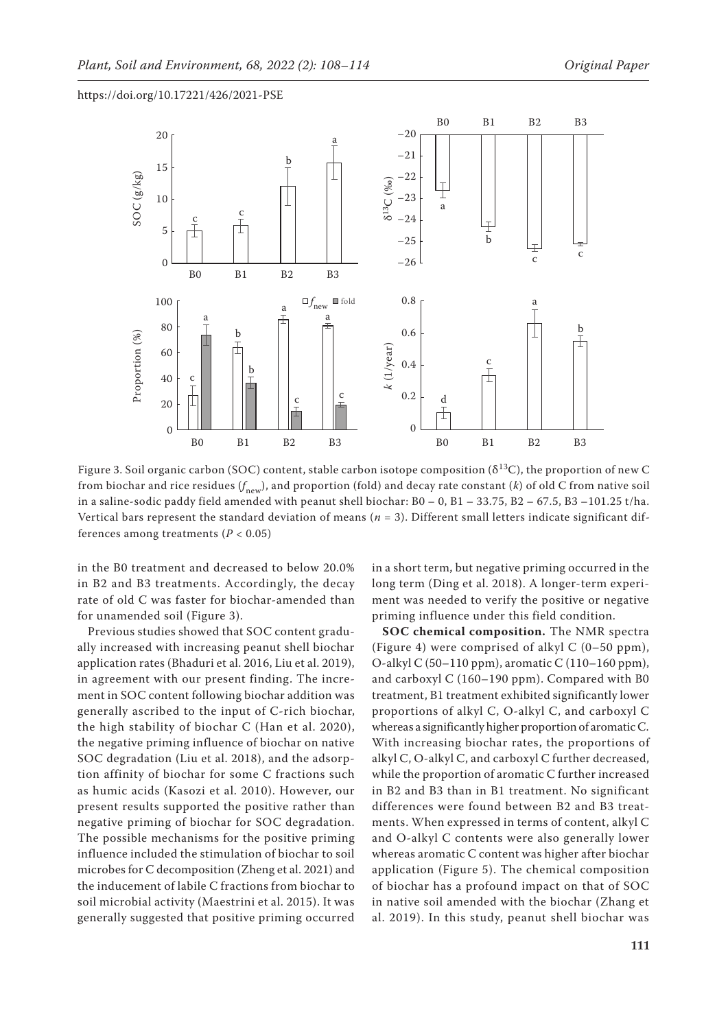Figure 3. Soil organic carbon (SOC) content, stable carbon isotope composition ($\delta^{13}C$), the proportion of new C from biochar and rice residues ($f_{new}$), and proportion (fold) and decay rate constant ($k$) of old C from native soil in a saline-sodic paddy field amended with peanut shell biochar: B0 – 0, B1 – 33.75, B2 – 67.5, B3 –101.25 t/ha. Vertical bars represent the standard deviation of means ($n$ = 3). Different small letters indicate significant differences among treatments ($P$ < 0.05)

in the B0 treatment and decreased to below 20.0% in B2 and B3 treatments. Accordingly, the decay rate of old C was faster for biochar-amended than for unamended soil (Figure 3).

Previous studies showed that SOC content gradually increased with increasing peanut shell biochar application rates (Bhaduri et al. 2016, Liu et al. 2019), in agreement with our present finding. The increment in SOC content following biochar addition was generally ascribed to the input of C-rich biochar, the high stability of biochar C (Han et al. 2020), the negative priming influence of biochar on native SOC degradation (Liu et al. 2018), and the adsorption affinity of biochar for some C fractions such as humic acids (Kasozi et al. 2010). However, our present results supported the positive rather than negative priming of biochar for SOC degradation. The possible mechanisms for the positive priming influence included the stimulation of biochar to soil microbes for C decomposition (Zheng et al. 2021) and the inducement of labile C fractions from biochar to soil microbial activity (Maestrini et al. 2015). It was generally suggested that positive priming occurred in a short term, but negative priming occurred in the long term (Ding et al. 2018). A longer-term experiment was needed to verify the positive or negative priming influence under this field condition.

**SOC chemical composition.** The NMR spectra (Figure 4) were comprised of alkyl C (0–50 ppm), O-alkyl C (50–110 ppm), aromatic C (110–160 ppm), and carboxyl C (160–190 ppm). Compared with B0 treatment, B1 treatment exhibited significantly lower proportions of alkyl C, O-alkyl C, and carboxyl C whereas a significantly higher proportion of aromatic C. With increasing biochar rates, the proportions of alkyl C, O-alkyl C, and carboxyl C further decreased, while the proportion of aromatic C further increased in B2 and B3 than in B1 treatment. No significant differences were found between B2 and B3 treatments. When expressed in terms of content, alkyl C and O-alkyl C contents were also generally lower whereas aromatic C content was higher after biochar application (Figure 5). The chemical composition of biochar has a profound impact on that of SOC in native soil amended with the biochar (Zhang et al. 2019). In this study, peanut shell biochar was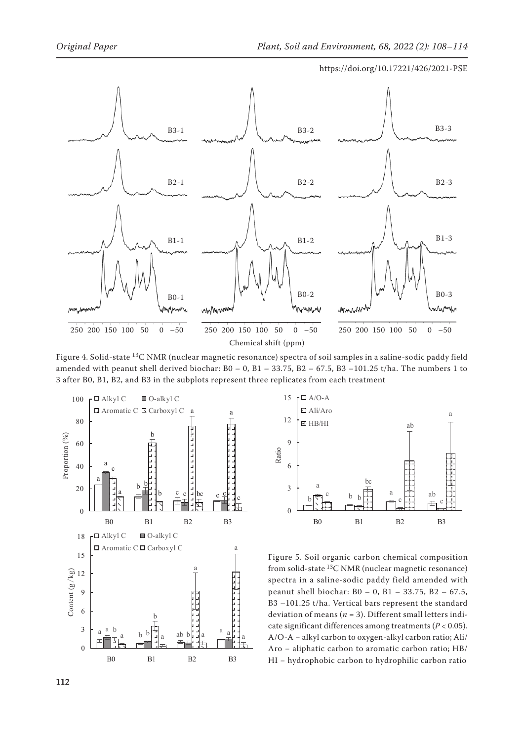Figure 4. Solid-state $^{13}C$ NMR (nuclear magnetic resonance) spectra of soil samples in a saline-sodic paddy field amended with peanut shell derived biochar: B0 – 0, B1 – 33.75, B2 – 67.5, B3 –101.25 t/ha. The numbers 1 to 3 after B0, B1, B2, and B3 in the subplots represent three replicates from each treatment

Figure 5. Soil organic carbon chemical composition from solid-state $^{13}C$ NMR (nuclear magnetic resonance) spectra in a saline-sodic paddy field amended with peanut shell biochar: B0 – 0, B1 – 33.75, B2 – 67.5, B3 –101.25 t/ha. Vertical bars represent the standard deviation of means ($n$ = 3). Different small letters indicate significant differences among treatments ($P < 0.05$). A/O-A – alkyl carbon to oxygen-alkyl carbon ratio; Ali/Aro – aliphatic carbon to aromatic carbon ratio; HB/HI – hydrophobic carbon to hydrophilic carbon ratio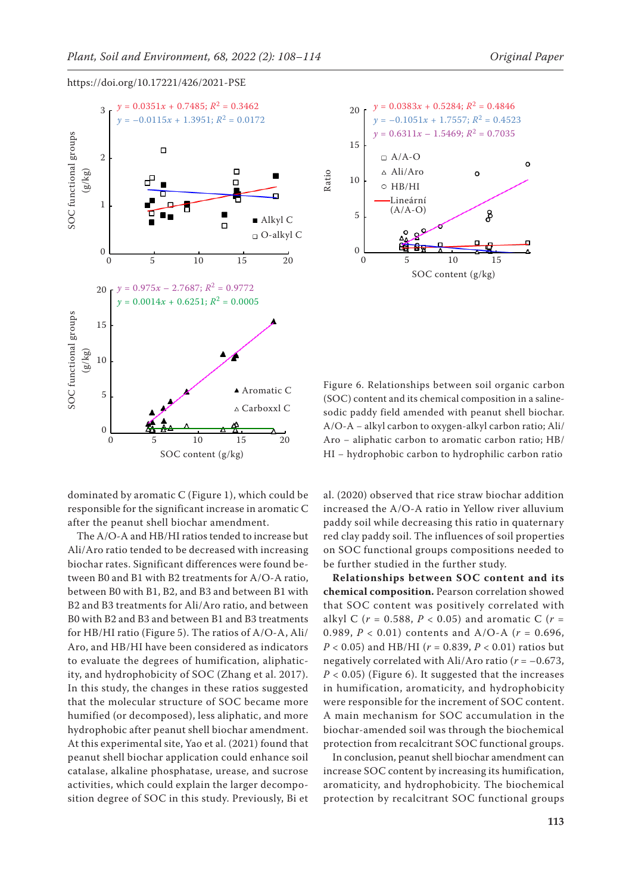Figure 6. Relationships between soil organic carbon (SOC) content and its chemical composition in a saline-sodic paddy field amended with peanut shell biochar. A/O-A – alkyl carbon to oxygen-alkyl carbon ratio; Ali/Aro – aliphatic carbon to aromatic carbon ratio; HB/HI – hydrophobic carbon to hydrophilic carbon ratio

dominated by aromatic C (Figure 1), which could be responsible for the significant increase in aromatic C after the peanut shell biochar amendment.

The A/O-A and HB/HI ratios tended to increase but Ali/Aro ratio tended to be decreased with increasing biochar rates. Significant differences were found between B0 and B1 with B2 treatments for A/O-A ratio, between B0 with B1, B2, and B3 and between B1 with B2 and B3 treatments for Ali/Aro ratio, and between B0 with B2 and B3 and between B1 and B3 treatments for HB/HI ratio (Figure 5). The ratios of A/O-A, Ali/Aro, and HB/HI have been considered as indicators to evaluate the degrees of humification, aliphaticity, and hydrophobicity of SOC (Zhang et al. 2017). In this study, the changes in these ratios suggested that the molecular structure of SOC became more humified (or decomposed), less aliphatic, and more hydrophobic after peanut shell biochar amendment. At this experimental site, Yao et al. (2021) found that peanut shell biochar application could enhance soil catalase, alkaline phosphatase, urease, and sucrose activities, which could explain the larger decomposition degree of SOC in this study. Previously, Bi et al. (2020) observed that rice straw biochar addition increased the A/O-A ratio in Yellow river alluvium paddy soil while decreasing this ratio in quaternary red clay paddy soil. The influences of soil properties on SOC functional groups compositions needed to be further studied in the further study.

**Relationships between SOC content and its chemical composition.** Pearson correlation showed that SOC content was positively correlated with alkyl C ($r$ = 0.588, $P$ < 0.05) and aromatic C ($r$ = 0.989, $P$ < 0.01) contents and A/O-A ($r$ = 0.696, $P$ < 0.05) and HB/HI ($r$ = 0.839, $P$ < 0.01) ratios but negatively correlated with Ali/Aro ratio ($r$ = –0.673, $P$ < 0.05) (Figure 6). It suggested that the increases in humification, aromaticity, and hydrophobicity were responsible for the increment of SOC content. A main mechanism for SOC accumulation in the biochar-amended soil was through the biochemical protection from recalcitrant SOC functional groups.

In conclusion, peanut shell biochar amendment can increase SOC content by increasing its humification, aromaticity, and hydrophobicity. The biochemical protection by recalcitrant SOC functional groups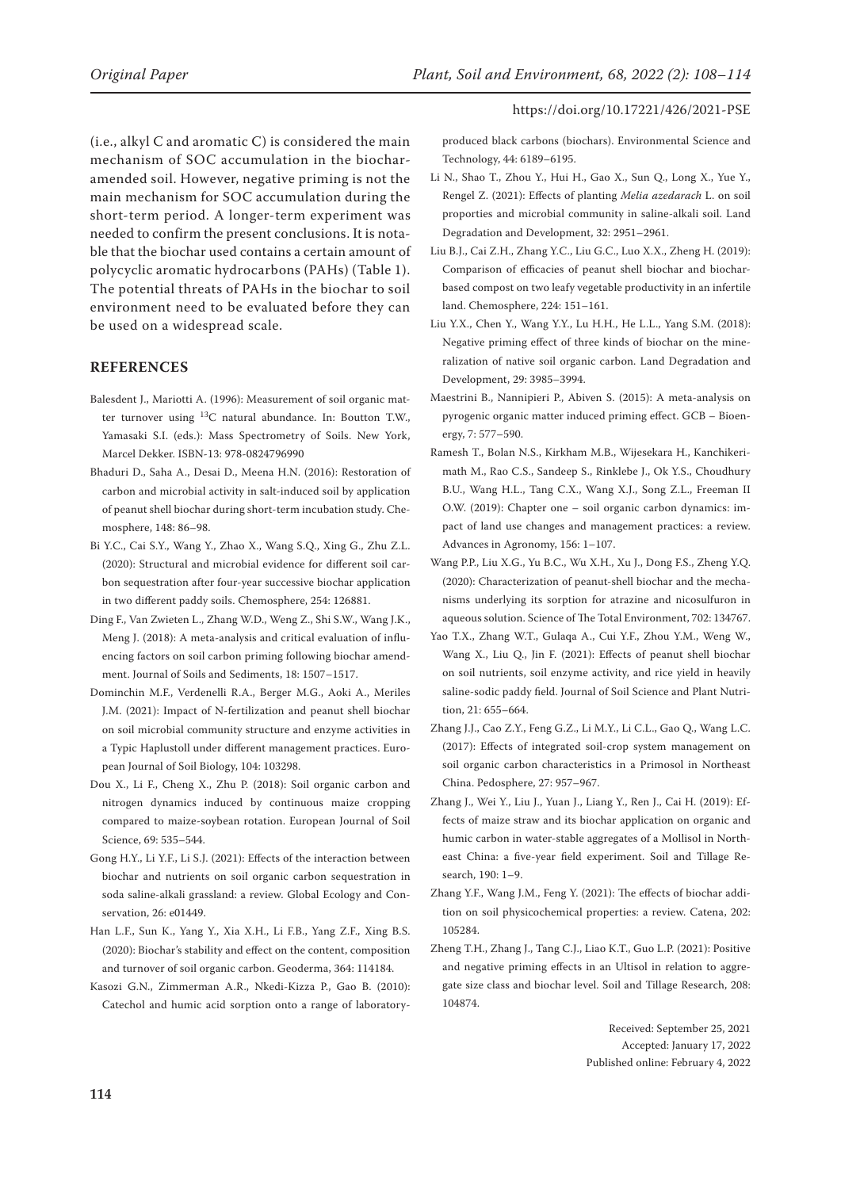(i.e., alkyl C and aromatic C) is considered the main mechanism of SOC accumulation in the biochar-amended soil. However, negative priming is not the main mechanism for SOC accumulation during the short-term period. A longer-term experiment was needed to confirm the present conclusions. It is notable that the biochar used contains a certain amount of polycyclic aromatic hydrocarbons (PAHs) (Table 1). The potential threats of PAHs in the biochar to soil environment need to be evaluated before they can be used on a widespread scale.

## REFERENCES

Balesdent J., Mariotti A. (1996): Measurement of soil organic matter turnover using $^{13}C$ natural abundance. In: Boutton T.W., Yamasaki S.I. (eds.): Mass Spectrometry of Soils. New York, Marcel Dekker. ISBN-13: 978-0824796990

Bhaduri D., Saha A., Desai D., Meena H.N. (2016): Restoration of carbon and microbial activity in salt-induced soil by application of peanut shell biochar during short-term incubation study. Chemosphere, 148: 86–98.

Bi Y.C., Cai S.Y., Wang Y., Zhao X., Wang S.Q., Xing G., Zhu Z.L. (2020): Structural and microbial evidence for different soil carbon sequestration after four-year successive biochar application in two different paddy soils. Chemosphere, 254: 126881.

Ding F., Van Zwieten L., Zhang W.D., Weng Z., Shi S.W., Wang J.K., Meng J. (2018): A meta-analysis and critical evaluation of influencing factors on soil carbon priming following biochar amendment. Journal of Soils and Sediments, 18: 1507–1517.

Dominchin M.F., Verdenelli R.A., Berger M.G., Aoki A., Meriles J.M. (2021): Impact of N-fertilization and peanut shell biochar on soil microbial community structure and enzyme activities in a Typic Haplustoll under different management practices. European Journal of Soil Biology, 104: 103298.

Dou X., Li F., Cheng X., Zhu P. (2018): Soil organic carbon and nitrogen dynamics induced by continuous maize cropping compared to maize-soybean rotation. European Journal of Soil Science, 69: 535–544.

Gong H.Y., Li Y.F., Li S.J. (2021): Effects of the interaction between biochar and nutrients on soil organic carbon sequestration in soda saline-alkali grassland: a review. Global Ecology and Conservation, 26: e01449.

Han L.F., Sun K., Yang Y., Xia X.H., Li F.B., Yang Z.F., Xing B.S. (2020): Biochar's stability and effect on the content, composition and turnover of soil organic carbon. Geoderma, 364: 114184.

Kasozi G.N., Zimmerman A.R., Nkedi-Kizza P., Gao B. (2010): Catechol and humic acid sorption onto a range of laboratory-produced black carbons (biochars). Environmental Science and Technology, 44: 6189–6195.

Li N., Shao T., Zhou Y., Hui H., Gao X., Sun Q., Long X., Yue Y., Rengel Z. (2021): Effects of planting *Melia azedarach* L. on soil properties and microbial community in saline-alkali soil. Land Degradation and Development, 32: 2951–2961.

Liu B.J., Cai Z.H., Zhang Y.C., Liu G.C., Luo X.X., Zheng H. (2019): Comparison of efficacies of peanut shell biochar and biochar-based compost on two leafy vegetable productivity in an infertile land. Chemosphere, 224: 151–161.

Liu Y.X., Chen Y., Wang Y.Y., Lu H.H., He L.L., Yang S.M. (2018): Negative priming effect of three kinds of biochar on the mineralization of native soil organic carbon. Land Degradation and Development, 29: 3985–3994.

Maestrini B., Nannipieri P., Abiven S. (2015): A meta-analysis on pyrogenic organic matter induced priming effect. GCB – Bioenergy, 7: 577–590.

Ramesh T., Bolan N.S., Kirkham M.B., Wijesekara H., Kanchikerimath M., Rao C.S., Sandeep S., Rinklebe J., Ok Y.S., Choudhury B.U., Wang H.L., Tang C.X., Wang X.J., Song Z.L., Freeman II O.W. (2019): Chapter one – soil organic carbon dynamics: impact of land use changes and management practices: a review. Advances in Agronomy, 156: 1–107.

Wang P.P., Liu X.G., Yu B.C., Wu X.H., Xu J., Dong F.S., Zheng Y.Q. (2020): Characterization of peanut-shell biochar and the mechanisms underlying its sorption for atrazine and nicosulfuron in aqueous solution. Science of The Total Environment, 702: 134767.

Yao T.X., Zhang W.T., Gulaqa A., Cui Y.F., Zhou Y.M., Weng W., Wang X., Liu Q., Jin F. (2021): Effects of peanut shell biochar on soil nutrients, soil enzyme activity, and rice yield in heavily saline-sodic paddy field. Journal of Soil Science and Plant Nutrition, 21: 655–664.

Zhang J.J., Cao Z.Y., Feng G.Z., Li M.Y., Li C.L., Gao Q., Wang L.C. (2017): Effects of integrated soil-crop system management on soil organic carbon characteristics in a Primosol in Northeast China. Pedosphere, 27: 957–967.

Zhang J., Wei Y., Liu J., Yuan J., Liang Y., Ren J., Cai H. (2019): Effects of maize straw and its biochar application on organic and humic carbon in water-stable aggregates of a Mollisol in Northeast China: a five-year field experiment. Soil and Tillage Research, 190: 1–9.

Zhang Y.F., Wang J.M., Feng Y. (2021): The effects of biochar addition on soil physicochemical properties: a review. Catena, 202: 105284.

Zheng T.H., Zhang J., Tang C.J., Liao K.T., Guo L.P. (2021): Positive and negative priming effects in an Ultisol in relation to aggregate size class and biochar level. Soil and Tillage Research, 208: 104874.

Received: September 25, 2021
Accepted: January 17, 2022
Published online: February 4, 2022